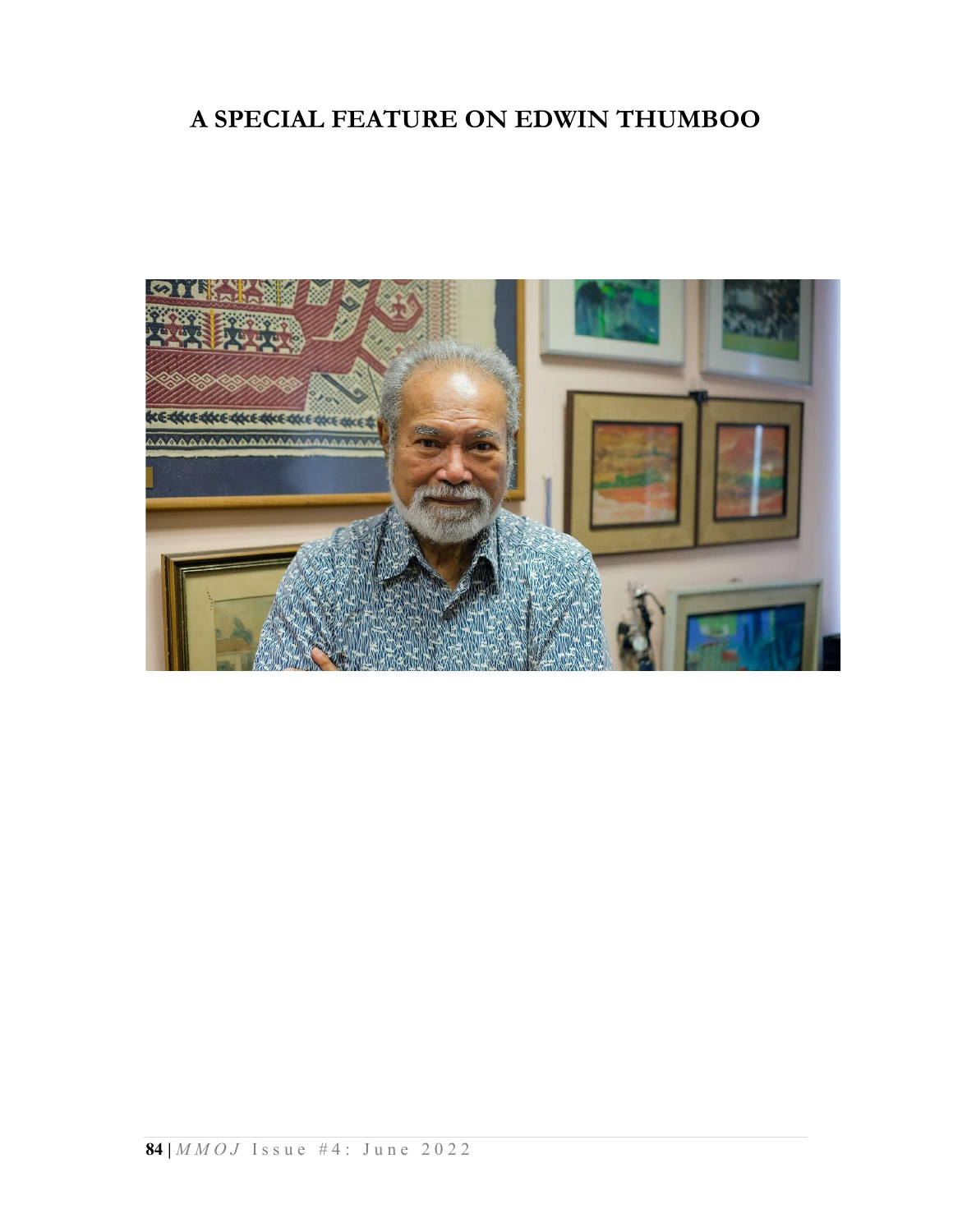# A SPECIAL FEATURE ON EDWIN THUMBOO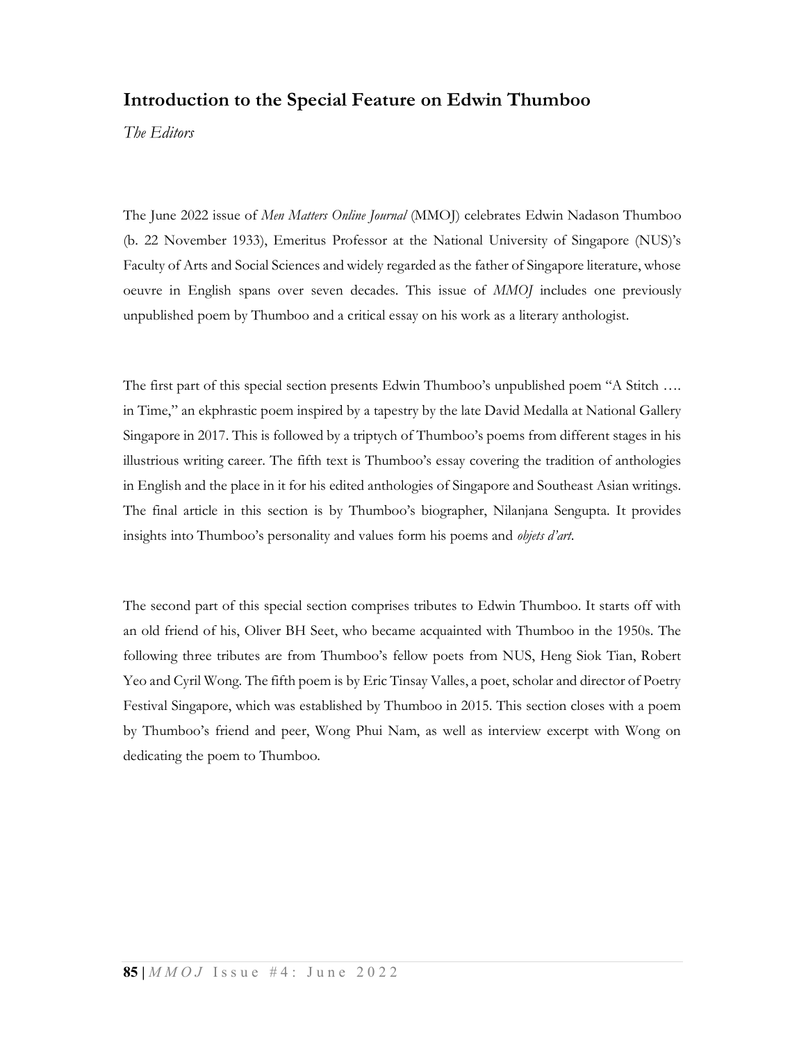# Introduction to the Special Feature on Edwin Thumboo

*The Editors*

The June 2022 issue of *Men Matters Online Journal* (MMOJ) celebrates Edwin Nadason Thumboo (b. 22 November 1933), Emeritus Professor at the National University of Singapore (NUS)'s Faculty of Arts and Social Sciences and widely regarded as the father of Singapore literature, whose oeuvre in English spans over seven decades. This issue of *MMOJ* includes one previously unpublished poem by Thumboo and a critical essay on his work as a literary anthologist.

The first part of this special section presents Edwin Thumboo's unpublished poem "A Stitch …. in Time," an ekphrastic poem inspired by a tapestry by the late David Medalla at National Gallery Singapore in 2017. This is followed by a triptych of Thumboo's poems from different stages in his illustrious writing career. The fifth text is Thumboo's essay covering the tradition of anthologies in English and the place in it for his edited anthologies of Singapore and Southeast Asian writings. The final article in this section is by Thumboo's biographer, Nilanjana Sengupta. It provides insights into Thumboo's personality and values form his poems and *objets d'art*.

The second part of this special section comprises tributes to Edwin Thumboo. It starts off with an old friend of his, Oliver BH Seet, who became acquainted with Thumboo in the 1950s. The following three tributes are from Thumboo's fellow poets from NUS, Heng Siok Tian, Robert Yeo and Cyril Wong. The fifth poem is by Eric Tinsay Valles, a poet, scholar and director of Poetry Festival Singapore, which was established by Thumboo in 2015. This section closes with a poem by Thumboo's friend and peer, Wong Phui Nam, as well as interview excerpt with Wong on dedicating the poem to Thumboo.